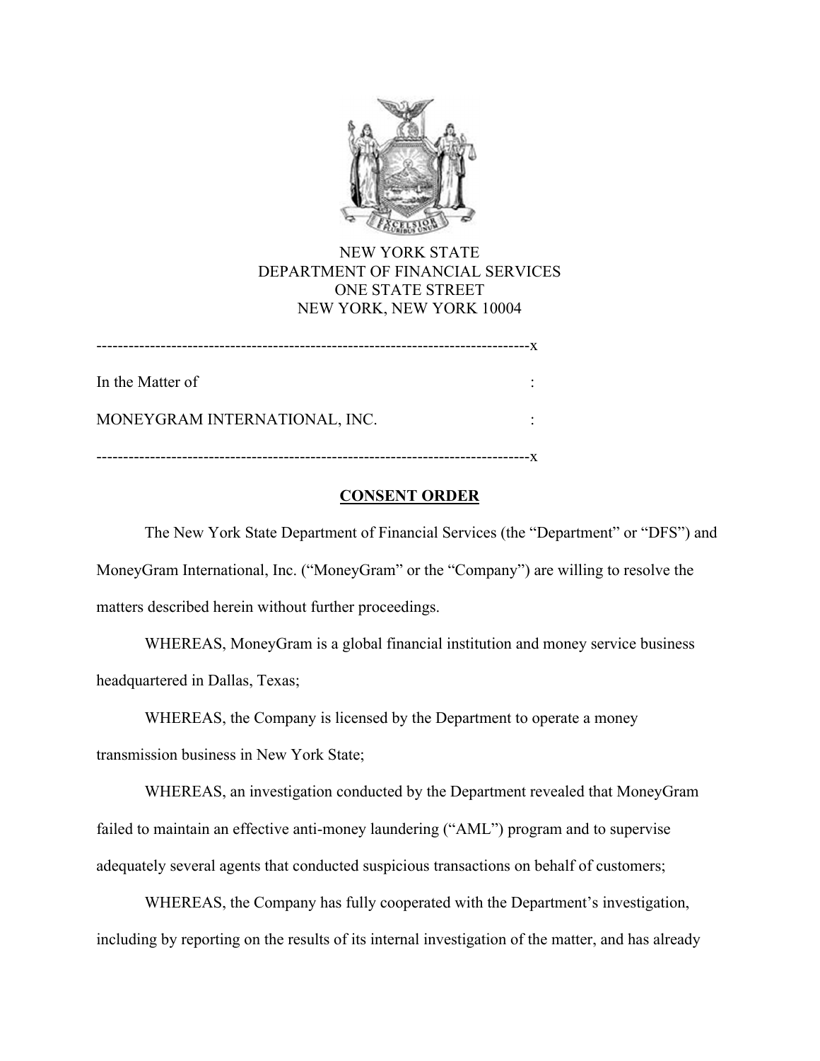NEW YORK STATE
DEPARTMENT OF FINANCIAL SERVICES
ONE STATE STREET
NEW YORK, NEW YORK 10004

---

In the Matter of :

MONEYGRAM INTERNATIONAL, INC. :

---

**CONSENT ORDER**

The New York State Department of Financial Services (the "Department" or "DFS") and MoneyGram International, Inc. ("MoneyGram" or the "Company") are willing to resolve the matters described herein without further proceedings.

WHEREAS, MoneyGram is a global financial institution and money service business headquartered in Dallas, Texas;

WHEREAS, the Company is licensed by the Department to operate a money transmission business in New York State;

WHEREAS, an investigation conducted by the Department revealed that MoneyGram failed to maintain an effective anti-money laundering ("AML") program and to supervise adequately several agents that conducted suspicious transactions on behalf of customers;

WHEREAS, the Company has fully cooperated with the Department's investigation, including by reporting on the results of its internal investigation of the matter, and has already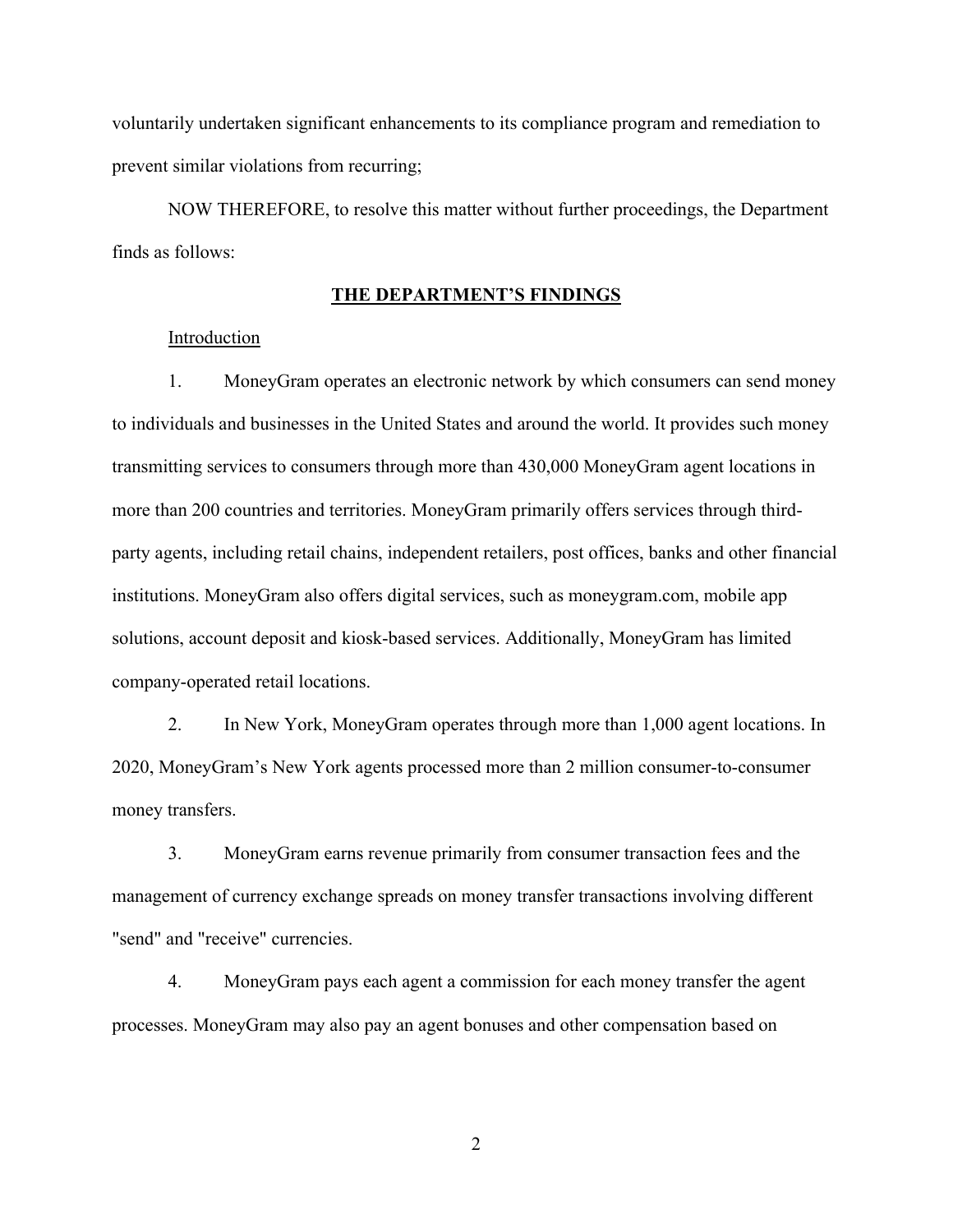voluntarily undertaken significant enhancements to its compliance program and remediation to prevent similar violations from recurring;

NOW THEREFORE, to resolve this matter without further proceedings, the Department finds as follows:

## THE DEPARTMENT'S FINDINGS

### Introduction

1. MoneyGram operates an electronic network by which consumers can send money to individuals and businesses in the United States and around the world. It provides such money transmitting services to consumers through more than 430,000 MoneyGram agent locations in more than 200 countries and territories. MoneyGram primarily offers services through third-party agents, including retail chains, independent retailers, post offices, banks and other financial institutions. MoneyGram also offers digital services, such as moneygram.com, mobile app solutions, account deposit and kiosk-based services. Additionally, MoneyGram has limited company-operated retail locations.

2. In New York, MoneyGram operates through more than 1,000 agent locations. In 2020, MoneyGram's New York agents processed more than 2 million consumer-to-consumer money transfers.

3. MoneyGram earns revenue primarily from consumer transaction fees and the management of currency exchange spreads on money transfer transactions involving different "send" and "receive" currencies.

4. MoneyGram pays each agent a commission for each money transfer the agent processes. MoneyGram may also pay an agent bonuses and other compensation based on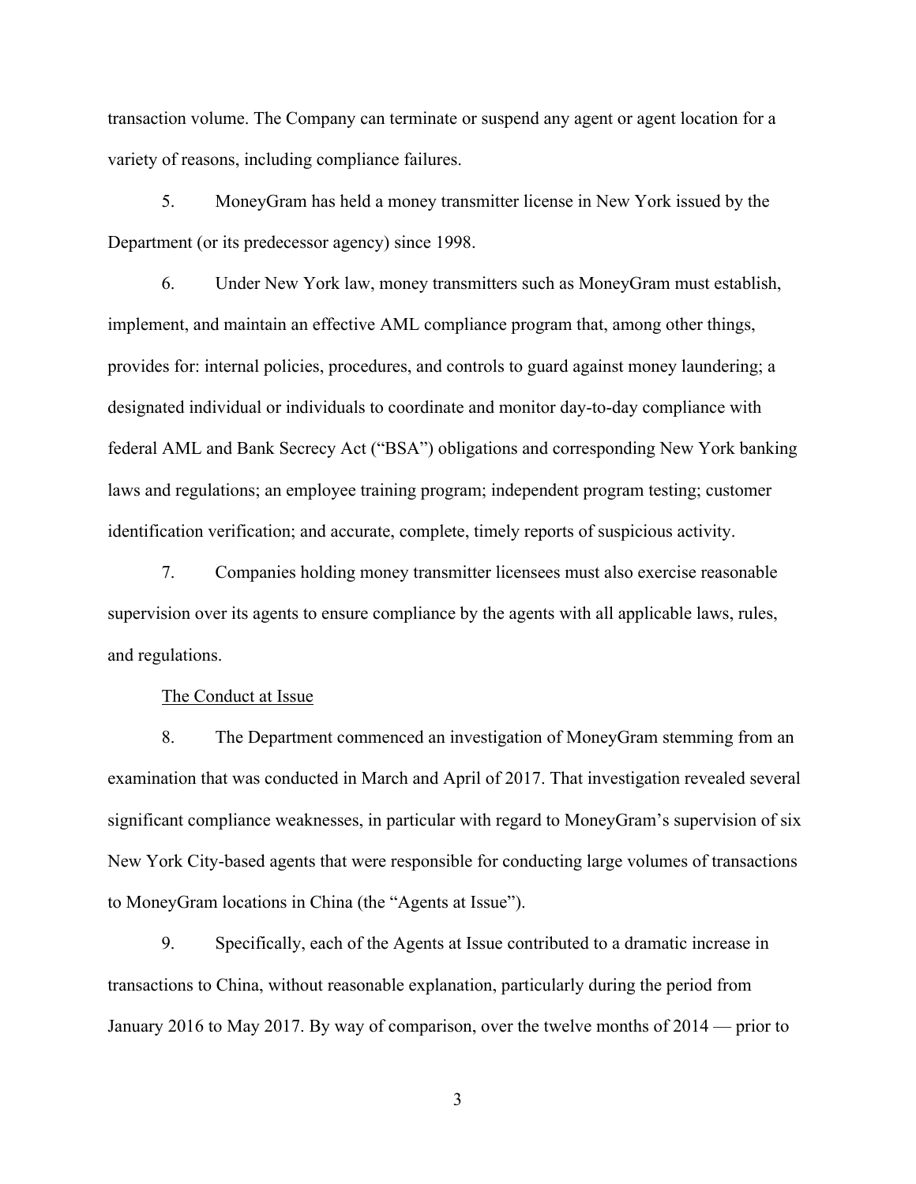transaction volume. The Company can terminate or suspend any agent or agent location for a variety of reasons, including compliance failures.

5. MoneyGram has held a money transmitter license in New York issued by the Department (or its predecessor agency) since 1998.

6. Under New York law, money transmitters such as MoneyGram must establish, implement, and maintain an effective AML compliance program that, among other things, provides for: internal policies, procedures, and controls to guard against money laundering; a designated individual or individuals to coordinate and monitor day-to-day compliance with federal AML and Bank Secrecy Act ("BSA") obligations and corresponding New York banking laws and regulations; an employee training program; independent program testing; customer identification verification; and accurate, complete, timely reports of suspicious activity.

7. Companies holding money transmitter licensees must also exercise reasonable supervision over its agents to ensure compliance by the agents with all applicable laws, rules, and regulations.

<u>The Conduct at Issue</u>

8. The Department commenced an investigation of MoneyGram stemming from an examination that was conducted in March and April of 2017. That investigation revealed several significant compliance weaknesses, in particular with regard to MoneyGram's supervision of six New York City-based agents that were responsible for conducting large volumes of transactions to MoneyGram locations in China (the "Agents at Issue").

9. Specifically, each of the Agents at Issue contributed to a dramatic increase in transactions to China, without reasonable explanation, particularly during the period from January 2016 to May 2017. By way of comparison, over the twelve months of 2014 — prior to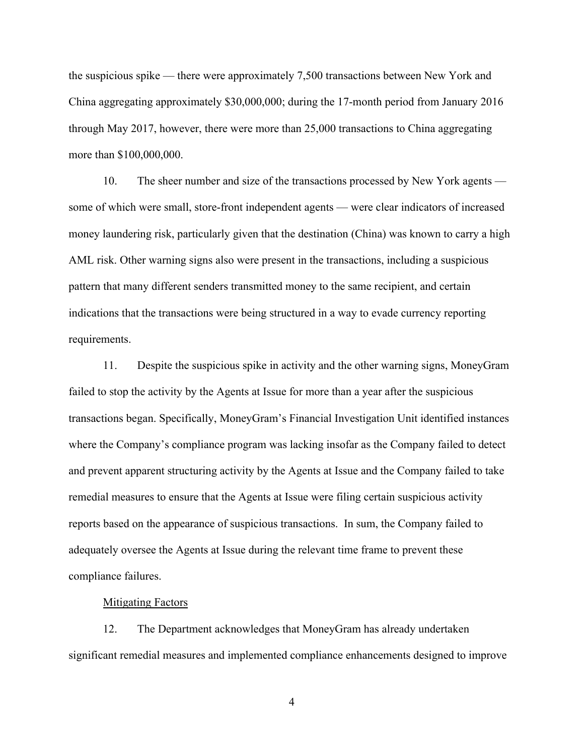the suspicious spike — there were approximately 7,500 transactions between New York and China aggregating approximately $30,000,000; during the 17-month period from January 2016 through May 2017, however, there were more than 25,000 transactions to China aggregating more than $100,000,000.

10. The sheer number and size of the transactions processed by New York agents — some of which were small, store-front independent agents — were clear indicators of increased money laundering risk, particularly given that the destination (China) was known to carry a high AML risk. Other warning signs also were present in the transactions, including a suspicious pattern that many different senders transmitted money to the same recipient, and certain indications that the transactions were being structured in a way to evade currency reporting requirements.

11. Despite the suspicious spike in activity and the other warning signs, MoneyGram failed to stop the activity by the Agents at Issue for more than a year after the suspicious transactions began. Specifically, MoneyGram's Financial Investigation Unit identified instances where the Company's compliance program was lacking insofar as the Company failed to detect and prevent apparent structuring activity by the Agents at Issue and the Company failed to take remedial measures to ensure that the Agents at Issue were filing certain suspicious activity reports based on the appearance of suspicious transactions. In sum, the Company failed to adequately oversee the Agents at Issue during the relevant time frame to prevent these compliance failures.

<u>Mitigating Factors</u>

12. The Department acknowledges that MoneyGram has already undertaken significant remedial measures and implemented compliance enhancements designed to improve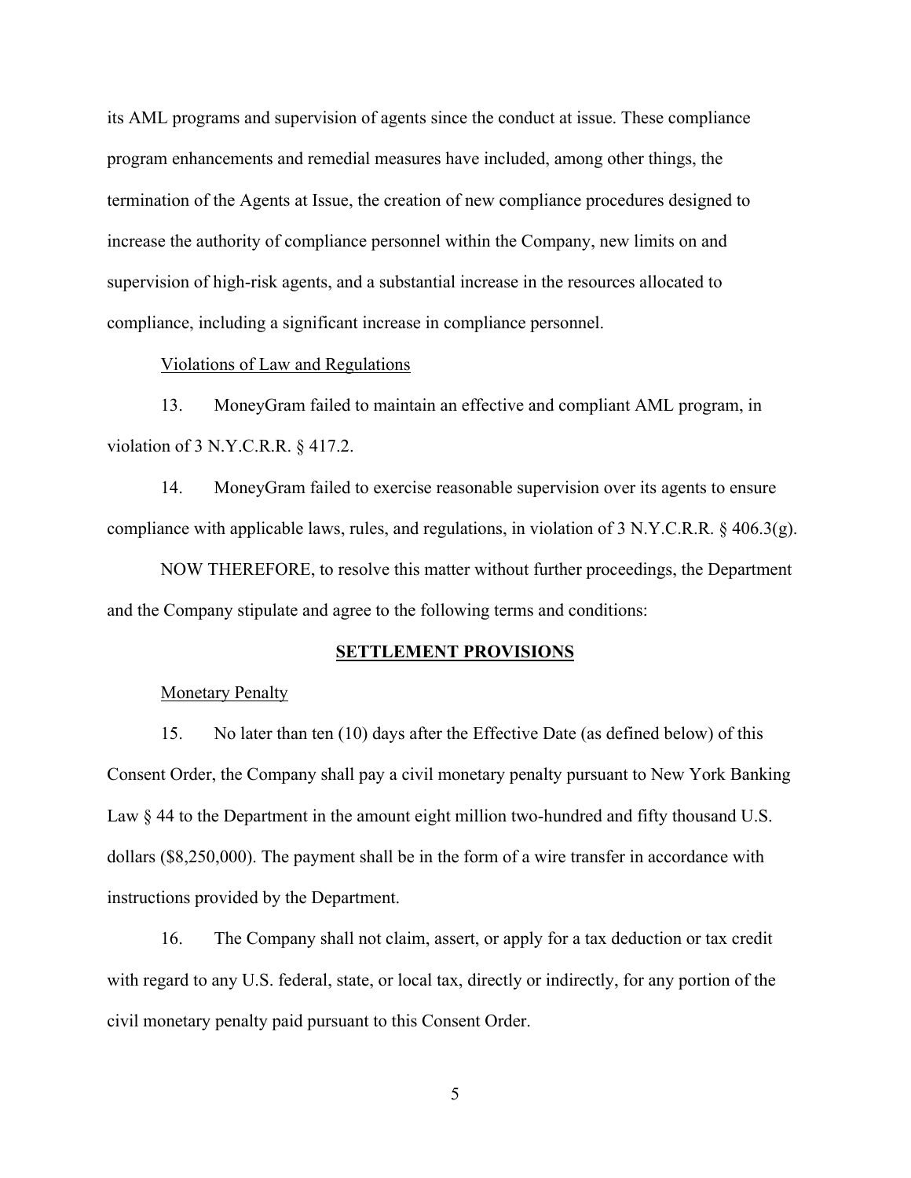its AML programs and supervision of agents since the conduct at issue. These compliance program enhancements and remedial measures have included, among other things, the termination of the Agents at Issue, the creation of new compliance procedures designed to increase the authority of compliance personnel within the Company, new limits on and supervision of high-risk agents, and a substantial increase in the resources allocated to compliance, including a significant increase in compliance personnel.

Violations of Law and Regulations

13. MoneyGram failed to maintain an effective and compliant AML program, in violation of 3 N.Y.C.R.R. § 417.2.

14. MoneyGram failed to exercise reasonable supervision over its agents to ensure compliance with applicable laws, rules, and regulations, in violation of 3 N.Y.C.R.R. § 406.3(g).

NOW THEREFORE, to resolve this matter without further proceedings, the Department and the Company stipulate and agree to the following terms and conditions:

## SETTLEMENT PROVISIONS

Monetary Penalty

15. No later than ten (10) days after the Effective Date (as defined below) of this Consent Order, the Company shall pay a civil monetary penalty pursuant to New York Banking Law § 44 to the Department in the amount eight million two-hundred and fifty thousand U.S. dollars ($8,250,000). The payment shall be in the form of a wire transfer in accordance with instructions provided by the Department.

16. The Company shall not claim, assert, or apply for a tax deduction or tax credit with regard to any U.S. federal, state, or local tax, directly or indirectly, for any portion of the civil monetary penalty paid pursuant to this Consent Order.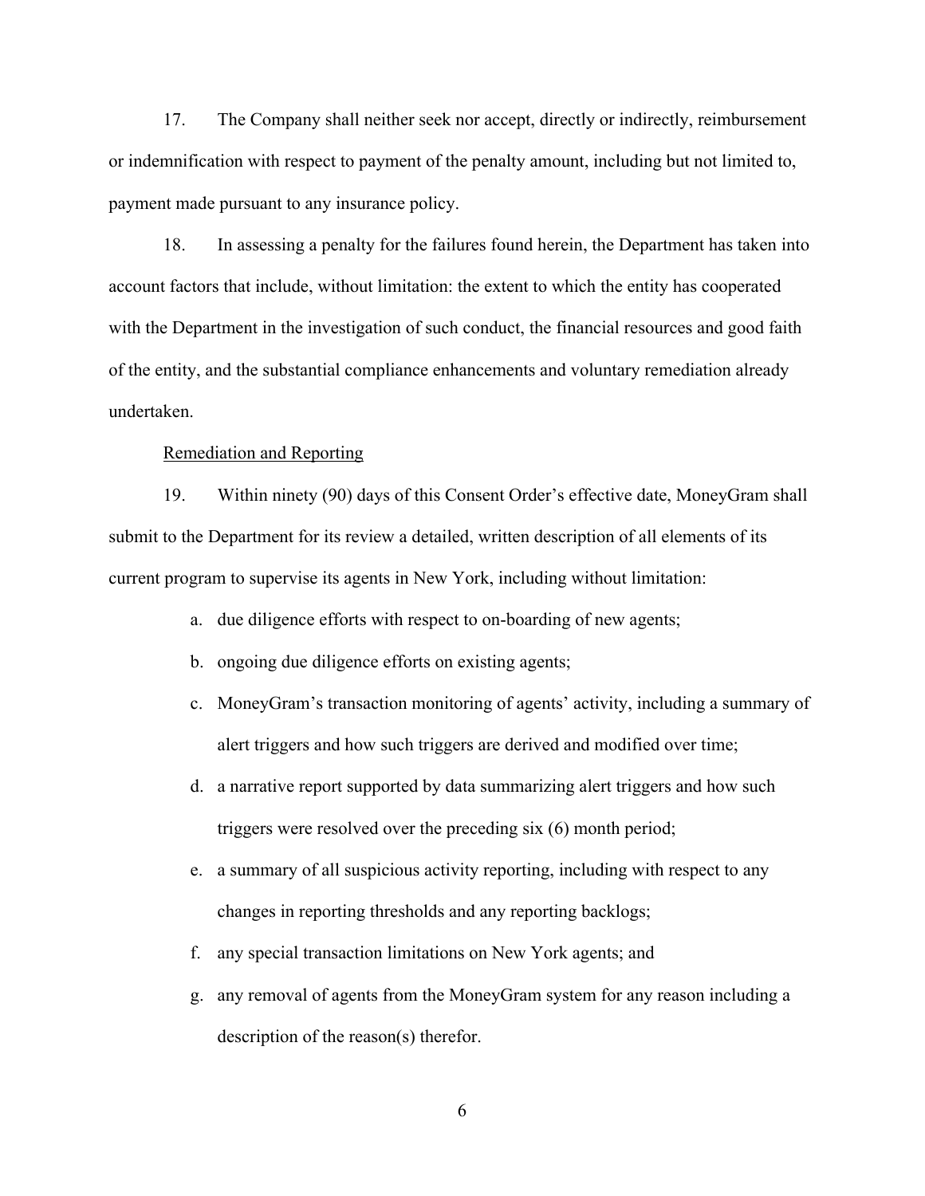17. The Company shall neither seek nor accept, directly or indirectly, reimbursement or indemnification with respect to payment of the penalty amount, including but not limited to, payment made pursuant to any insurance policy.

18. In assessing a penalty for the failures found herein, the Department has taken into account factors that include, without limitation: the extent to which the entity has cooperated with the Department in the investigation of such conduct, the financial resources and good faith of the entity, and the substantial compliance enhancements and voluntary remediation already undertaken.

<u>Remediation and Reporting</u>

19. Within ninety (90) days of this Consent Order's effective date, MoneyGram shall submit to the Department for its review a detailed, written description of all elements of its current program to supervise its agents in New York, including without limitation:

a. due diligence efforts with respect to on-boarding of new agents;

b. ongoing due diligence efforts on existing agents;

c. MoneyGram's transaction monitoring of agents' activity, including a summary of alert triggers and how such triggers are derived and modified over time;

d. a narrative report supported by data summarizing alert triggers and how such triggers were resolved over the preceding six (6) month period;

e. a summary of all suspicious activity reporting, including with respect to any changes in reporting thresholds and any reporting backlogs;

f. any special transaction limitations on New York agents; and

g. any removal of agents from the MoneyGram system for any reason including a description of the reason(s) therefor.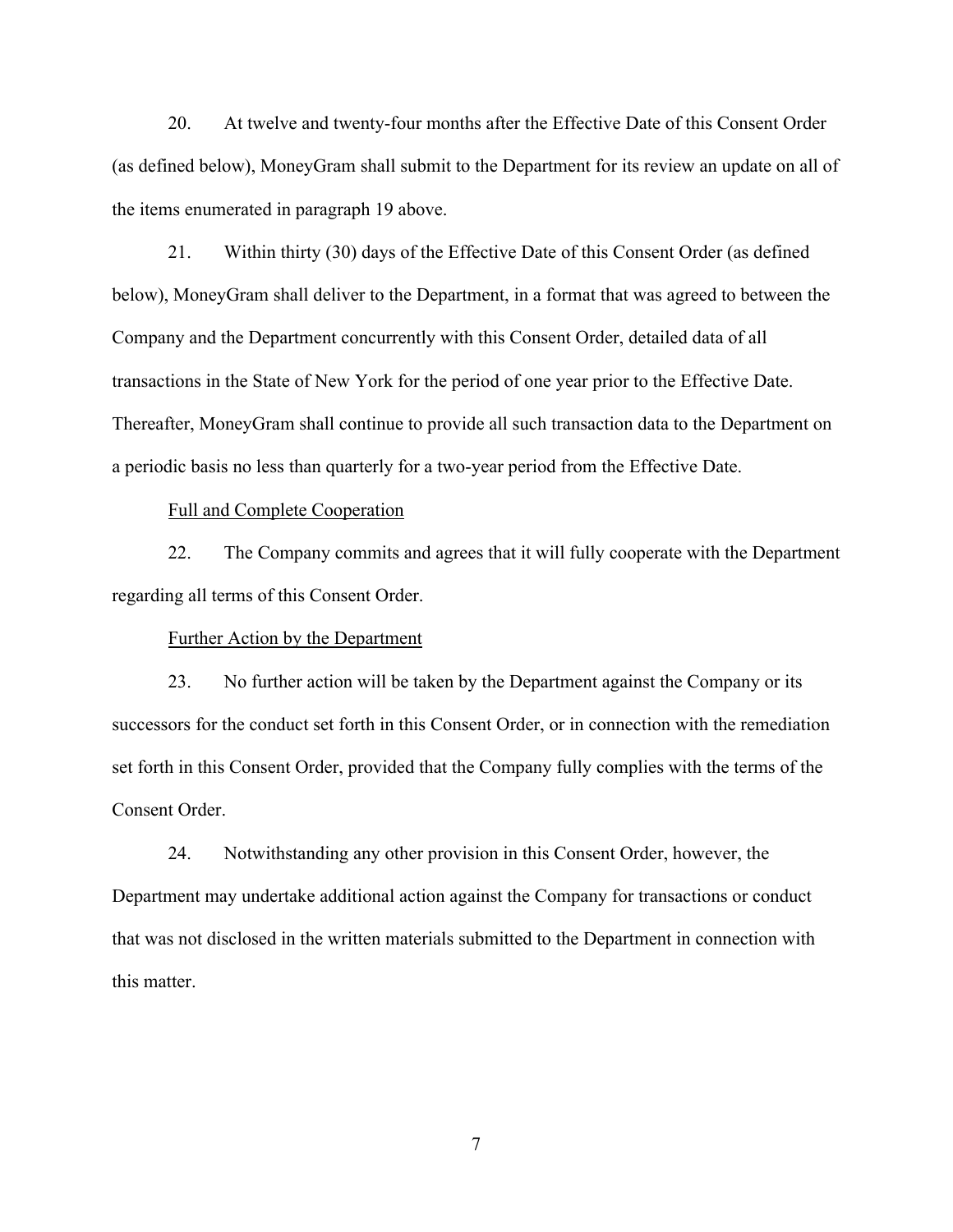20. At twelve and twenty-four months after the Effective Date of this Consent Order (as defined below), MoneyGram shall submit to the Department for its review an update on all of the items enumerated in paragraph 19 above.

21. Within thirty (30) days of the Effective Date of this Consent Order (as defined below), MoneyGram shall deliver to the Department, in a format that was agreed to between the Company and the Department concurrently with this Consent Order, detailed data of all transactions in the State of New York for the period of one year prior to the Effective Date. Thereafter, MoneyGram shall continue to provide all such transaction data to the Department on a periodic basis no less than quarterly for a two-year period from the Effective Date.

Full and Complete Cooperation

22. The Company commits and agrees that it will fully cooperate with the Department regarding all terms of this Consent Order.

Further Action by the Department

23. No further action will be taken by the Department against the Company or its successors for the conduct set forth in this Consent Order, or in connection with the remediation set forth in this Consent Order, provided that the Company fully complies with the terms of the Consent Order.

24. Notwithstanding any other provision in this Consent Order, however, the Department may undertake additional action against the Company for transactions or conduct that was not disclosed in the written materials submitted to the Department in connection with this matter.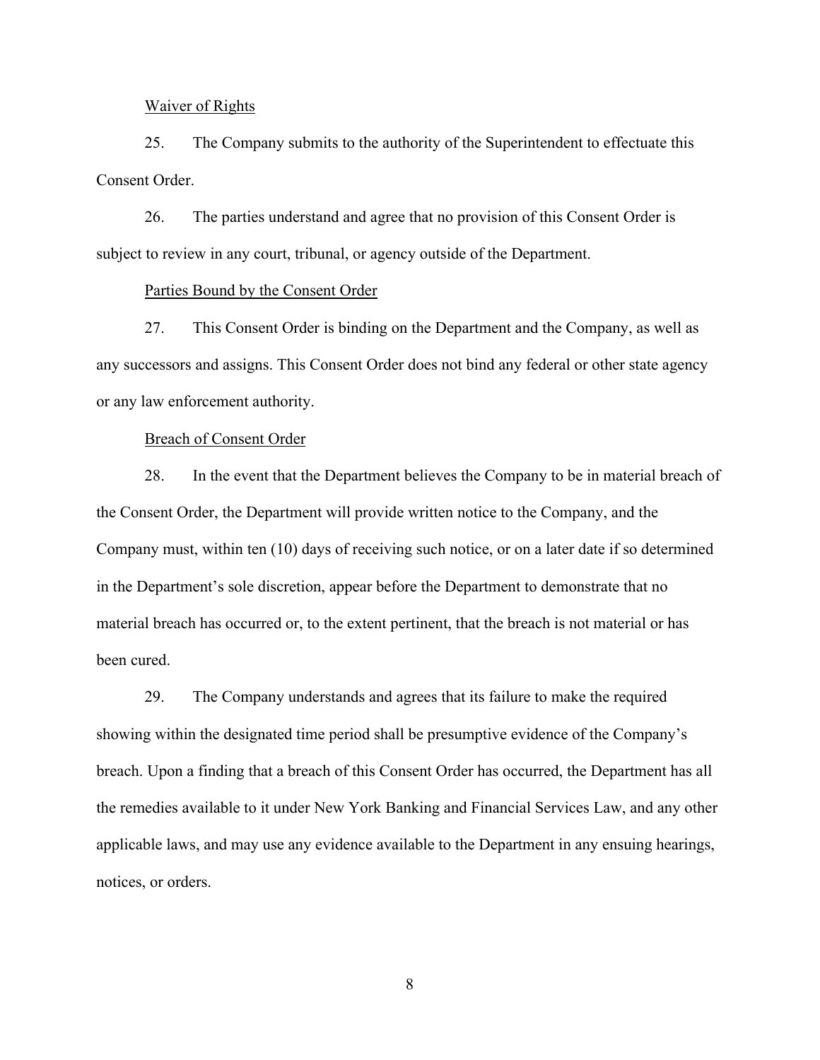Waiver of Rights

25. The Company submits to the authority of the Superintendent to effectuate this Consent Order.

26. The parties understand and agree that no provision of this Consent Order is subject to review in any court, tribunal, or agency outside of the Department.

Parties Bound by the Consent Order

27. This Consent Order is binding on the Department and the Company, as well as any successors and assigns. This Consent Order does not bind any federal or other state agency or any law enforcement authority.

Breach of Consent Order

28. In the event that the Department believes the Company to be in material breach of the Consent Order, the Department will provide written notice to the Company, and the Company must, within ten (10) days of receiving such notice, or on a later date if so determined in the Department's sole discretion, appear before the Department to demonstrate that no material breach has occurred or, to the extent pertinent, that the breach is not material or has been cured.

29. The Company understands and agrees that its failure to make the required showing within the designated time period shall be presumptive evidence of the Company's breach. Upon a finding that a breach of this Consent Order has occurred, the Department has all the remedies available to it under New York Banking and Financial Services Law, and any other applicable laws, and may use any evidence available to the Department in any ensuing hearings, notices, or orders.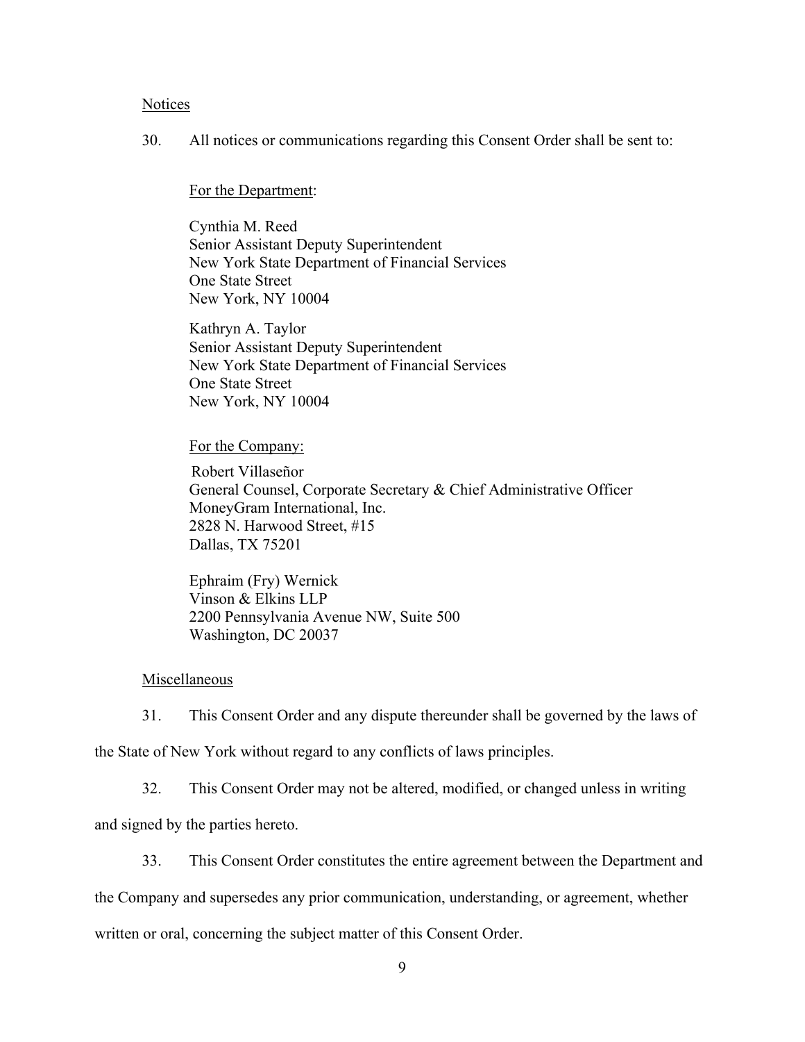Notices

30. All notices or communications regarding this Consent Order shall be sent to:

For the Department:

Cynthia M. Reed
Senior Assistant Deputy Superintendent
New York State Department of Financial Services
One State Street
New York, NY 10004

Kathryn A. Taylor
Senior Assistant Deputy Superintendent
New York State Department of Financial Services
One State Street
New York, NY 10004

For the Company:

Robert Villaseñor
General Counsel, Corporate Secretary & Chief Administrative Officer
MoneyGram International, Inc.
2828 N. Harwood Street, #15
Dallas, TX 75201

Ephraim (Fry) Wernick
Vinson & Elkins LLP
2200 Pennsylvania Avenue NW, Suite 500
Washington, DC 20037

Miscellaneous

31. This Consent Order and any dispute thereunder shall be governed by the laws of the State of New York without regard to any conflicts of laws principles.

32. This Consent Order may not be altered, modified, or changed unless in writing and signed by the parties hereto.

33. This Consent Order constitutes the entire agreement between the Department and the Company and supersedes any prior communication, understanding, or agreement, whether written or oral, concerning the subject matter of this Consent Order.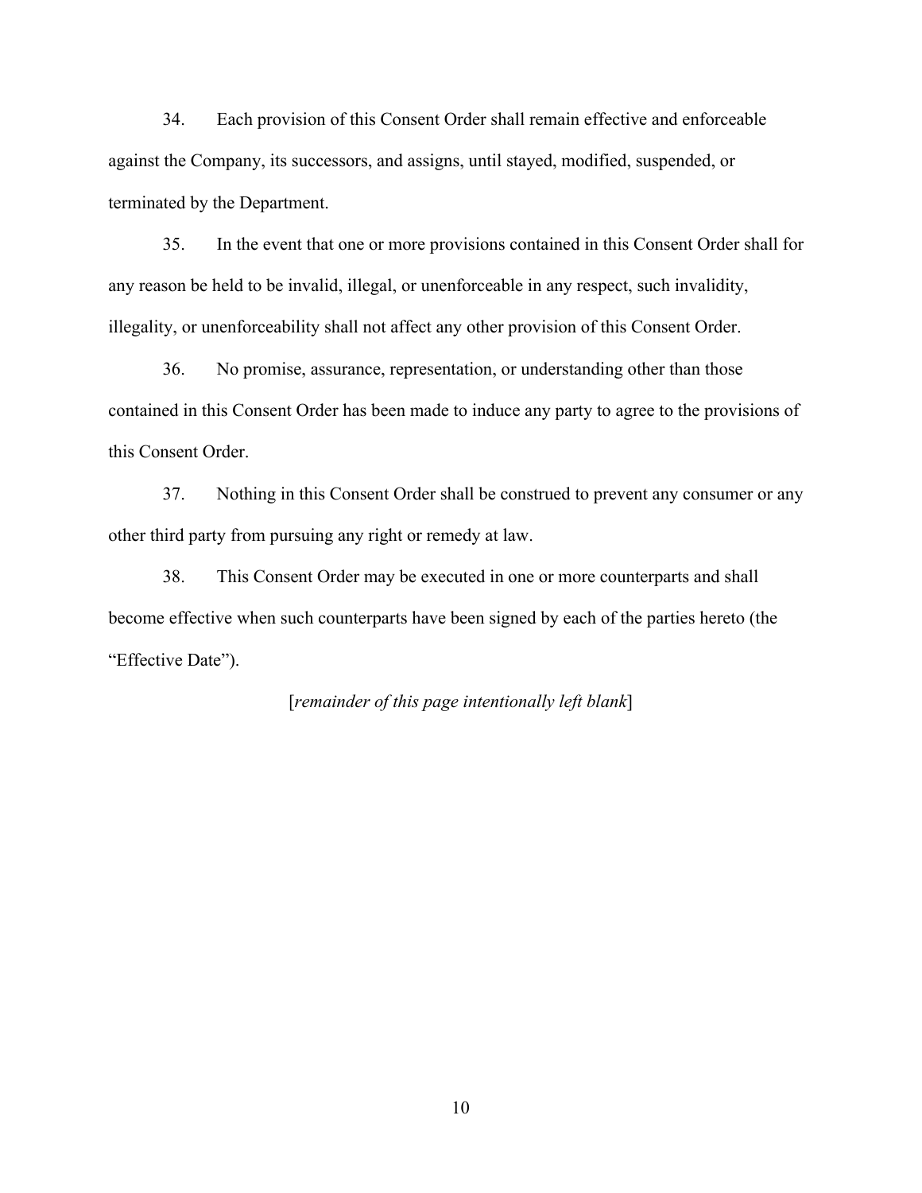34. Each provision of this Consent Order shall remain effective and enforceable against the Company, its successors, and assigns, until stayed, modified, suspended, or terminated by the Department.

35. In the event that one or more provisions contained in this Consent Order shall for any reason be held to be invalid, illegal, or unenforceable in any respect, such invalidity, illegality, or unenforceability shall not affect any other provision of this Consent Order.

36. No promise, assurance, representation, or understanding other than those contained in this Consent Order has been made to induce any party to agree to the provisions of this Consent Order.

37. Nothing in this Consent Order shall be construed to prevent any consumer or any other third party from pursuing any right or remedy at law.

38. This Consent Order may be executed in one or more counterparts and shall become effective when such counterparts have been signed by each of the parties hereto (the "Effective Date").

[*remainder of this page intentionally left blank*]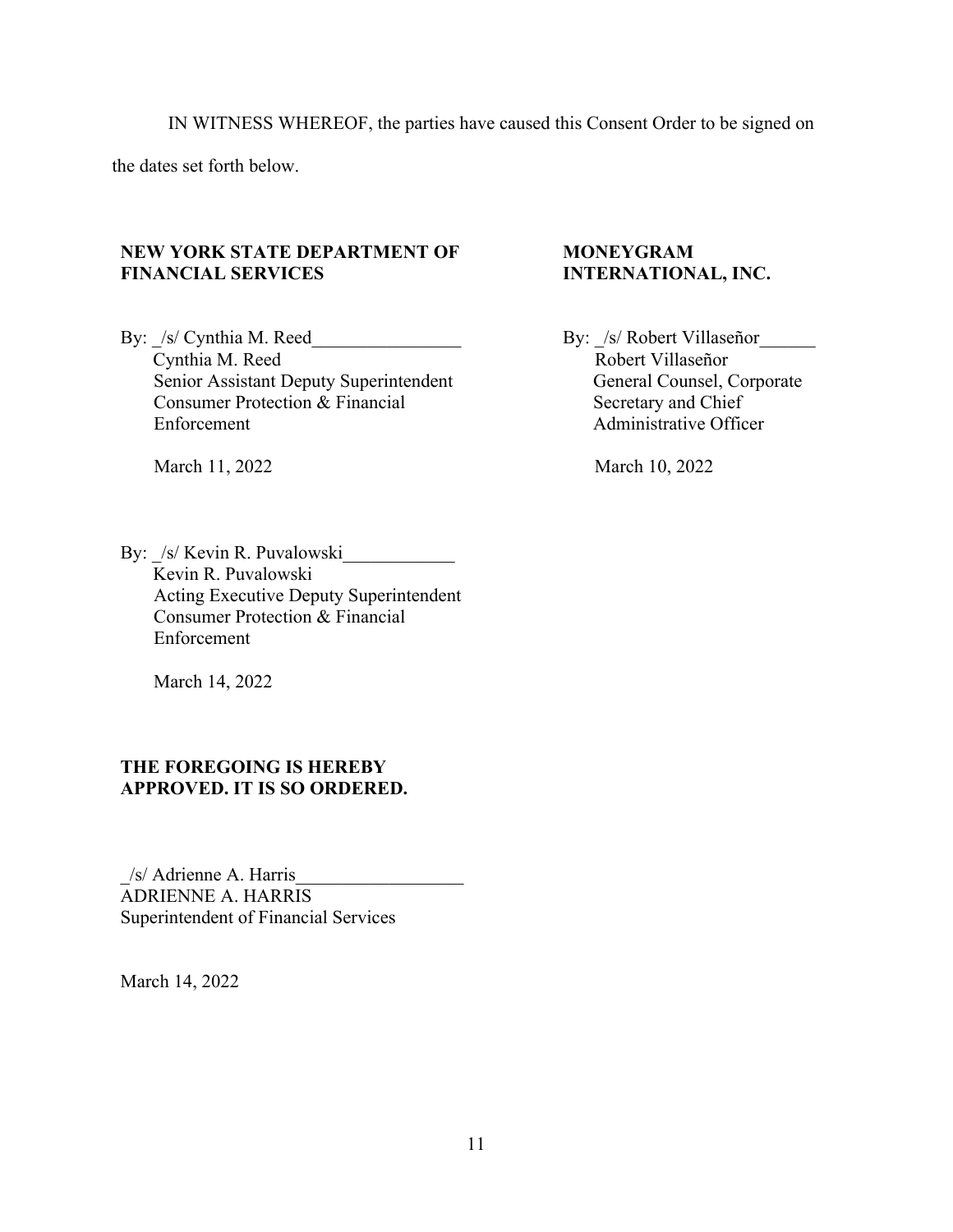IN WITNESS WHEREOF, the parties have caused this Consent Order to be signed on the dates set forth below.

**NEW YORK STATE DEPARTMENT OF FINANCIAL SERVICES**

By: _/s/ Cynthia M. Reed________________
Cynthia M. Reed
Senior Assistant Deputy Superintendent
Consumer Protection & Financial Enforcement

March 11, 2022

By: _/s/ Kevin R. Puvalowski____________
Kevin R. Puvalowski
Acting Executive Deputy Superintendent
Consumer Protection & Financial Enforcement

March 14, 2022

**MONEYGRAM INTERNATIONAL, INC.**

By: _/s/ Robert Villaseñor______
Robert Villaseñor
General Counsel, Corporate Secretary and Chief Administrative Officer

March 10, 2022

**THE FOREGOING IS HEREBY APPROVED. IT IS SO ORDERED.**

_/s/ Adrienne A. Harris__________________
ADRIENNE A. HARRIS
Superintendent of Financial Services

March 14, 2022